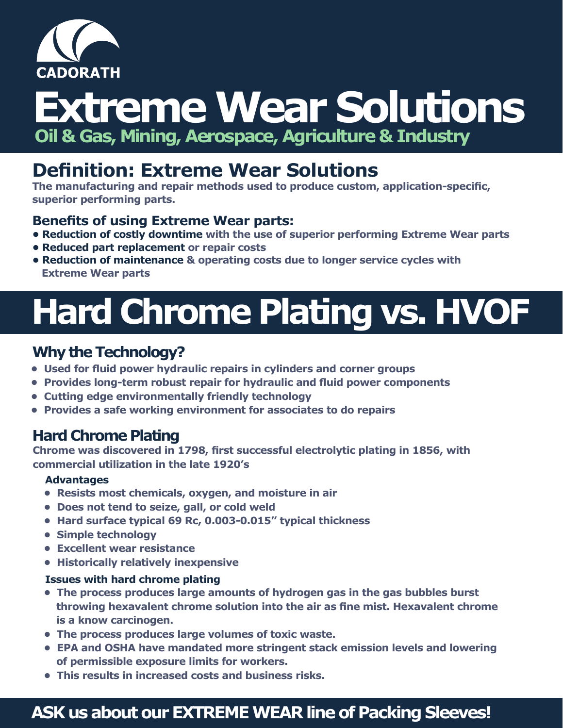CADORATH

# Extreme Wear Solutions

**Oil & Gas, Mining, Aerospace, Agriculture & Industry**

## Definition: Extreme Wear Solutions

The manufacturing and repair methods used to produce custom, application-specific, superior performing parts.

### Benefits of using Extreme Wear parts:

- **Reduction of costly downtime** with the use of superior performing Extreme Wear parts
- **Reduced part replacement** or repair costs
- **Reduction of maintenance** & operating costs due to longer service cycles with Extreme Wear parts

# Hard Chrome Plating vs. HVOF

## Why the Technology?

- Used for fluid power hydraulic repairs in cylinders and corner groups
- Provides long-term robust repair for hydraulic and fluid power components
- Cutting edge environmentally friendly technology
- Provides a safe working environment for associates to do repairs

## Hard Chrome Plating

Chrome was discovered in 1798, first successful electrolytic plating in 1856, with commercial utilization in the late 1920's

### Advantages

- Resists most chemicals, oxygen, and moisture in air
- Does not tend to seize, gall, or cold weld
- Hard surface typical 69 Rc, 0.003-0.015" typical thickness
- Simple technology
- Excellent wear resistance
- Historically relatively inexpensive

### Issues with hard chrome plating

- The process produces large amounts of hydrogen gas in the gas bubbles burst throwing hexavalent chrome solution into the air as fine mist. Hexavalent chrome is a know carcinogen.
- The process produces large volumes of toxic waste.
- EPA and OSHA have mandated more stringent stack emission levels and lowering of permissible exposure limits for workers.
- This results in increased costs and business risks.

**ASK us about our EXTREME WEAR line of Packing Sleeves!**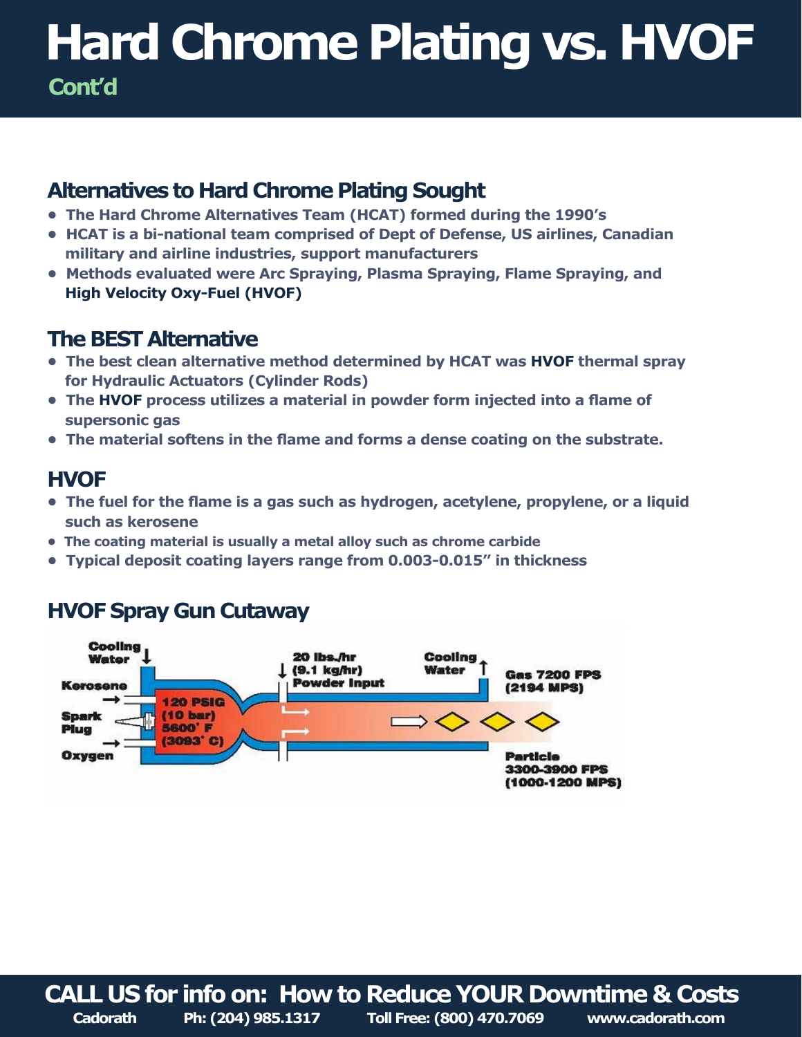# Hard Chrome Plating vs. HVOF

**Cont'd**

## Alternatives to Hard Chrome Plating Sought

- **The Hard Chrome Alternatives Team (HCAT) formed during the 1990's**
- **HCAT is a bi-national team comprised of Dept of Defense, US airlines, Canadian military and airline industries, support manufacturers**
- **Methods evaluated were Arc Spraying, Plasma Spraying, Flame Spraying, and High Velocity Oxy-Fuel (HVOF)**

## The BEST Alternative

- **The best clean alternative method determined by HCAT was HVOF thermal spray for Hydraulic Actuators (Cylinder Rods)**
- **The HVOF process utilizes a material in powder form injected into a flame of supersonic gas**
- **The material softens in the flame and forms a dense coating on the substrate.**

## HVOF

- **The fuel for the flame is a gas such as hydrogen, acetylene, propylene, or a liquid such as kerosene**
- **The coating material is usually a metal alloy such as chrome carbide**
- **Typical deposit coating layers range from 0.003-0.015" in thickness**

## HVOF Spray Gun Cutaway

Cooling Water; Kerosene; Spark Plug; Oxygen; 120 PSIG (10 bar) 5600° F (3093° C); 20 lbs./hr (9.1 kg/hr) Powder Input; Cooling Water; Gas 7200 FPS (2194 MPS); Particle 3300-3900 FPS (1000-1200 MPS)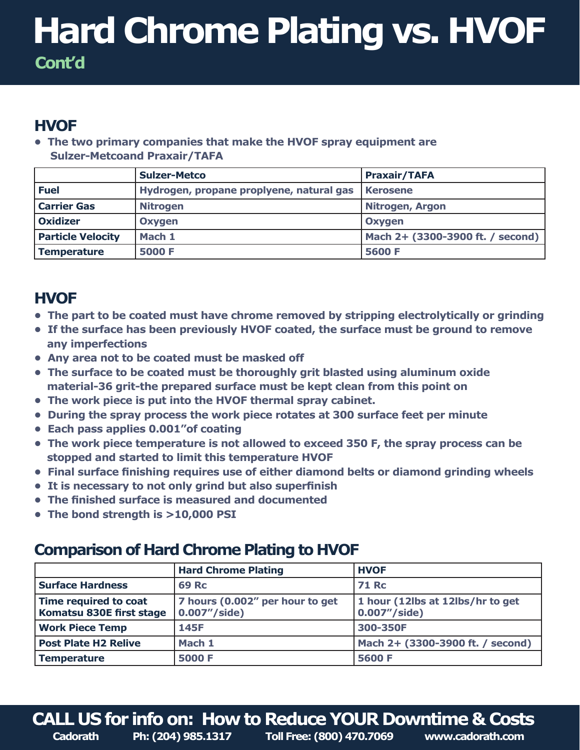# Hard Chrome Plating vs. HVOF

## Cont'd

## HVOF

- The two primary companies that make the HVOF spray equipment are Sulzer-Metcoand Praxair/TAFA

| | Sulzer-Metco | Praxair/TAFA |
|---|---|---|
| Fuel | Hydrogen, propane proplyene, natural gas | Kerosene |
| Carrier Gas | Nitrogen | Nitrogen, Argon |
| Oxidizer | Oxygen | Oxygen |
| Particle Velocity | Mach 1 | Mach 2+ (3300-3900 ft. / second) |
| Temperature | 5000 F | 5600 F |

## HVOF

- The part to be coated must have chrome removed by stripping electrolytically or grinding
- If the surface has been previously HVOF coated, the surface must be ground to remove any imperfections
- Any area not to be coated must be masked off
- The surface to be coated must be thoroughly grit blasted using aluminum oxide material-36 grit-the prepared surface must be kept clean from this point on
- The work piece is put into the HVOF thermal spray cabinet.
- During the spray process the work piece rotates at 300 surface feet per minute
- Each pass applies 0.001"of coating
- The work piece temperature is not allowed to exceed 350 F, the spray process can be stopped and started to limit this temperature HVOF
- Final surface finishing requires use of either diamond belts or diamond grinding wheels
- It is necessary to not only grind but also superfinish
- The finished surface is measured and documented
- The bond strength is >10,000 PSI

## Comparison of Hard Chrome Plating to HVOF

| | Hard Chrome Plating | HVOF |
|---|---|---|
| Surface Hardness | 69 Rc | 71 Rc |
| Time required to coat Komatsu 830E first stage | 7 hours (0.002" per hour to get 0.007"/side) | 1 hour (12lbs at 12lbs/hr to get 0.007"/side) |
| Work Piece Temp | 145F | 300-350F |
| Post Plate H2 Relive | Mach 1 | Mach 2+ (3300-3900 ft. / second) |
| Temperature | 5000 F | 5600 F |

**CALL US for info on: How to Reduce YOUR Downtime & Costs**

Cadorath Ph: (204) 985.1317 Toll Free: (800) 470.7069 www.cadorath.com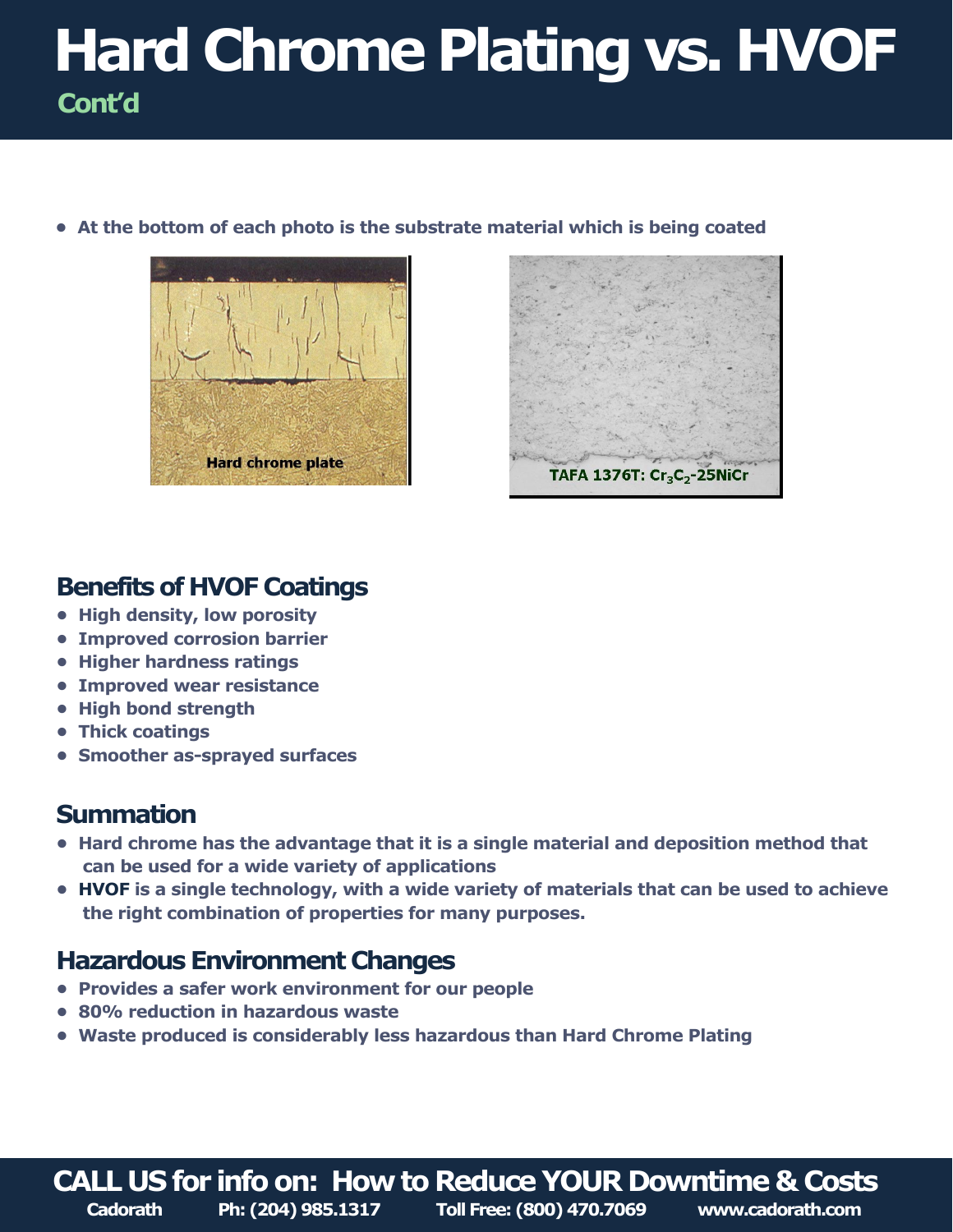# Hard Chrome Plating vs. HVOF

**Cont'd**

- **At the bottom of each photo is the substrate material which is being coated**

Hard chrome plate

TAFA 1376T: $Cr_3C_2$-25NiCr

## Benefits of HVOF Coatings

- **High density, low porosity**
- **Improved corrosion barrier**
- **Higher hardness ratings**
- **Improved wear resistance**
- **High bond strength**
- **Thick coatings**
- **Smoother as-sprayed surfaces**

## Summation

- **Hard chrome has the advantage that it is a single material and deposition method that can be used for a wide variety of applications**
- **HVOF is a single technology, with a wide variety of materials that can be used to achieve the right combination of properties for many purposes.**

## Hazardous Environment Changes

- **Provides a safer work environment for our people**
- **80% reduction in hazardous waste**
- **Waste produced is considerably less hazardous than Hard Chrome Plating**

**CALL US for info on: How to Reduce YOUR Downtime & Costs**

**Cadorath Ph: (204) 985.1317 Toll Free: (800) 470.7069 www.cadorath.com**